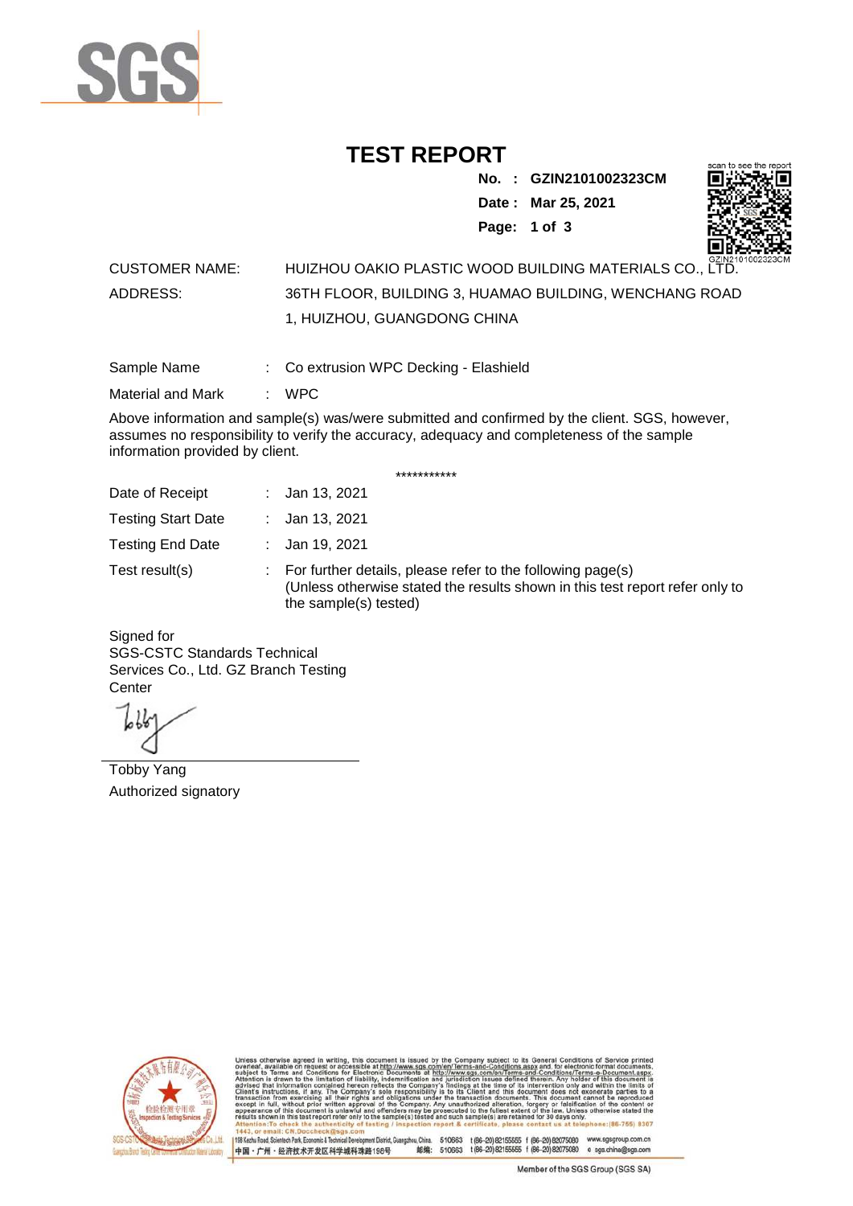# TEST REPORT

**No. : GZIN2101002323CM**
**Date : Mar 25, 2021**

CUSTOMER NAME: HUIZHOU OAKIO PLASTIC WOOD BUILDING MATERIALS CO., LTD.

ADDRESS: 36TH FLOOR, BUILDING 3, HUAMAO BUILDING, WENCHANG ROAD 1, HUIZHOU, GUANGDONG CHINA

Sample Name : Co extrusion WPC Decking - Elashield

Material and Mark : WPC

Above information and sample(s) was/were submitted and confirmed by the client. SGS, however, assumes no responsibility to verify the accuracy, adequacy and completeness of the sample information provided by client.

***********

Date of Receipt : Jan 13, 2021

Testing Start Date : Jan 13, 2021

Testing End Date : Jan 19, 2021

Test result(s) : For further details, please refer to the following page(s)
(Unless otherwise stated the results shown in this test report refer only to the sample(s) tested)

Signed for
SGS-CSTC Standards Technical Services Co., Ltd. GZ Branch Testing Center

Tobby Yang
Authorized signatory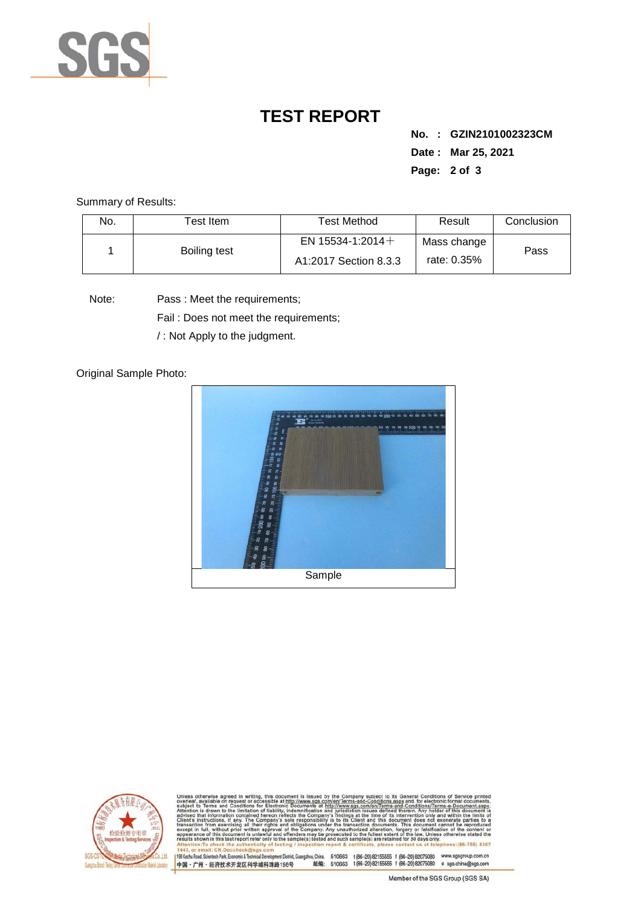# TEST REPORT

**No. : GZIN2101002323CM**

**Date : Mar 25, 2021**

Summary of Results:

| No. | Test Item | Test Method | Result | Conclusion |
|---|---|---|---|---|
| 1 | Boiling test | EN 15534-1:2014＋A1:2017 Section 8.3.3 | Mass change rate: 0.35% | Pass |

Note: Pass : Meet the requirements;

Fail : Does not meet the requirements;

/ : Not Apply to the judgment.

Original Sample Photo:

Sample

Unless otherwise agreed in writing, this document is issued by the Company subject to its General Conditions of Service printed overleaf, available on request or accessible at http://www.sgs.com/en/Terms-and-Conditions.aspx and, for electronic format documents, subject to Terms and Conditions for Electronic Documents at http://www.sgs.com/en/Terms-and-Conditions/Terms-e-Document.aspx. Attention is drawn to the limitation of liability, indemnification and jurisdiction issues defined therein. Any holder of this document is advised that information contained hereon reflects the Company's findings at the time of its intervention only and within the limits of Client's instructions, if any. The Company's sole responsibility is to its Client and this document does not exonerate parties to a transaction from exercising all their rights and obligations under the transaction documents. This document cannot be reproduced except in full, without prior written approval of the Company. Any unauthorized alteration, forgery or falsification of the content or appearance of this document is unlawful and offenders may be prosecuted to the fullest extent of the law. Unless otherwise stated the results shown in this test report refer only to the sample(s) tested and such sample(s) are retained for 30 days only.
Attention:To check the authenticity of testing / inspection report & certificate, please contact us at telephone:(86-755) 8307 1443, or email: CN.Doccheck@sgs.com

198 Kezhu Road, Scientech Park, Economic & Technical Development District, Guangzhou, China. 510663 t (86-20) 82155555 f (86-20) 82075080 www.sgsgroup.com.cn
中国・广州・经济技术开发区科学城科珠路198号 邮编: 510663 t (86-20) 82155555 f (86-20) 82075080 e sgs.china@sgs.com

Member of the SGS Group (SGS SA)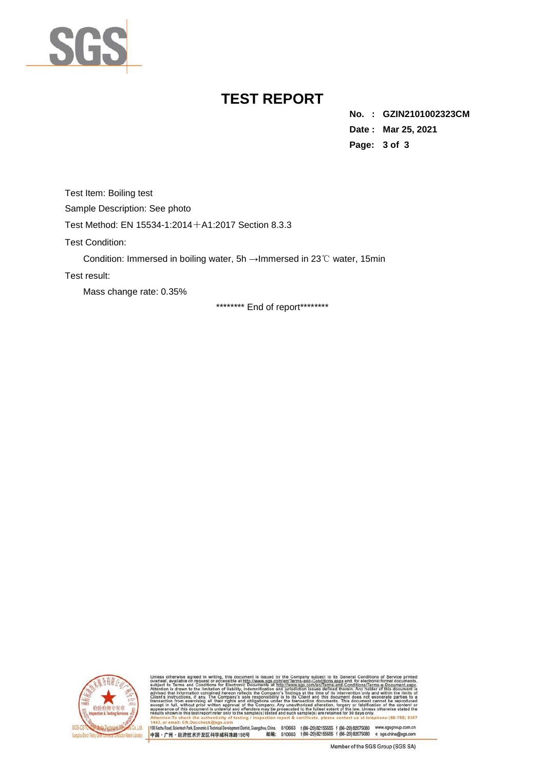# TEST REPORT

**No. : GZIN2101002323CM**

**Date : Mar 25, 2021**

Test Item: Boiling test

Sample Description: See photo

Test Method: EN 15534-1:2014＋A1:2017 Section 8.3.3

Test Condition:

Condition: Immersed in boiling water, 5h →Immersed in 23℃ water, 15min

Test result:

Mass change rate: 0.35%

******** End of report********